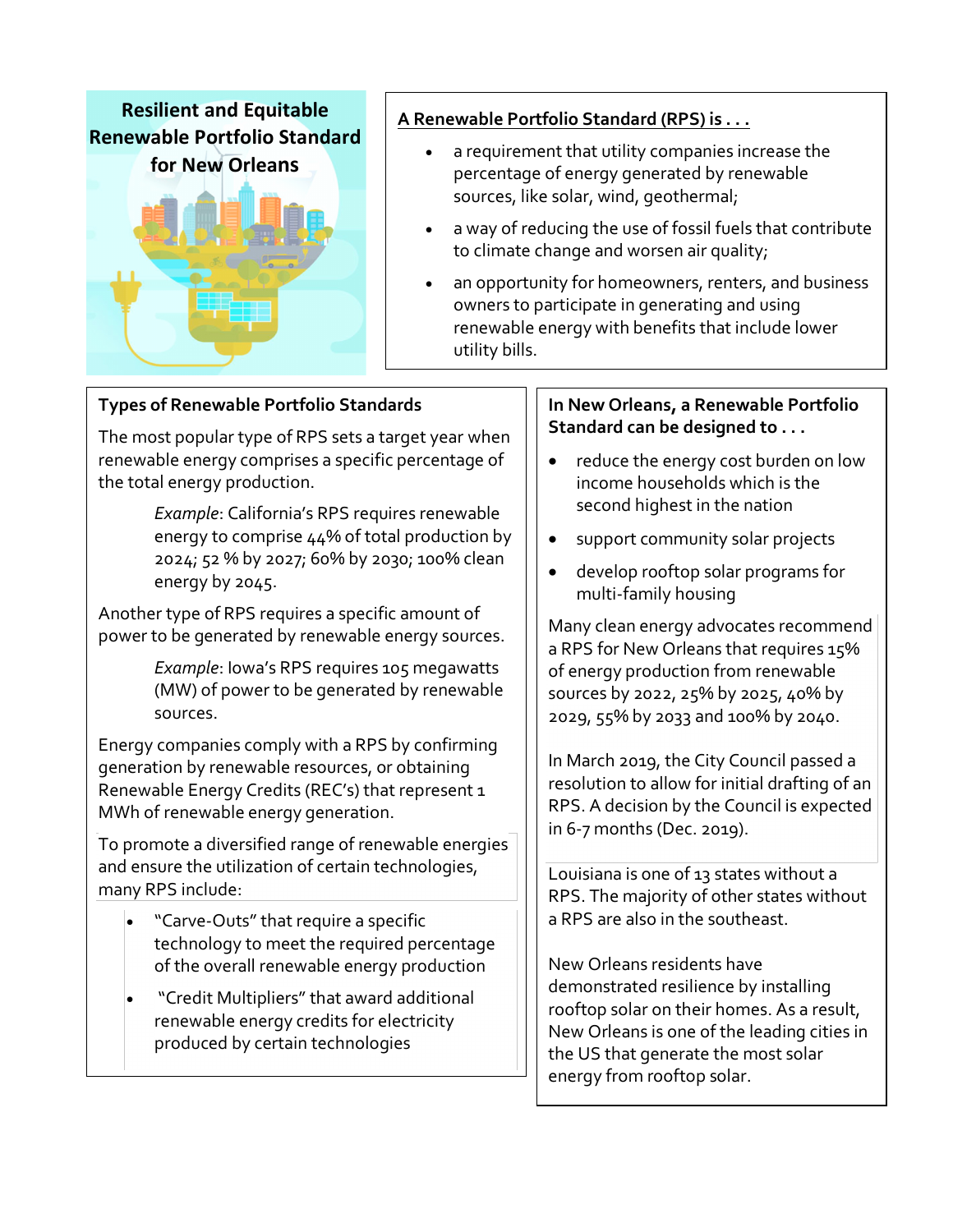# Resilient and Equitable Renewable Portfolio Standard for New Orleans

## A Renewable Portfolio Standard (RPS) is . . .

- a requirement that utility companies increase the percentage of energy generated by renewable sources, like solar, wind, geothermal;
- a way of reducing the use of fossil fuels that contribute to climate change and worsen air quality;
- an opportunity for homeowners, renters, and business owners to participate in generating and using renewable energy with benefits that include lower utility bills.

## Types of Renewable Portfolio Standards

The most popular type of RPS sets a target year when renewable energy comprises a specific percentage of the total energy production.

> *Example*: California's RPS requires renewable energy to comprise 44% of total production by 2024; 52 % by 2027; 60% by 2030; 100% clean energy by 2045.

Another type of RPS requires a specific amount of power to be generated by renewable energy sources.

> *Example*: Iowa's RPS requires 105 megawatts (MW) of power to be generated by renewable sources.

Energy companies comply with a RPS by confirming generation by renewable resources, or obtaining Renewable Energy Credits (REC's) that represent 1 MWh of renewable energy generation.

To promote a diversified range of renewable energies and ensure the utilization of certain technologies, many RPS include:

- "Carve-Outs" that require a specific technology to meet the required percentage of the overall renewable energy production
- "Credit Multipliers" that award additional renewable energy credits for electricity produced by certain technologies

## In New Orleans, a Renewable Portfolio Standard can be designed to . . .

- reduce the energy cost burden on low income households which is the second highest in the nation
- support community solar projects
- develop rooftop solar programs for multi-family housing

Many clean energy advocates recommend a RPS for New Orleans that requires 15% of energy production from renewable sources by 2022, 25% by 2025, 40% by 2029, 55% by 2033 and 100% by 2040.

In March 2019, the City Council passed a resolution to allow for initial drafting of an RPS. A decision by the Council is expected in 6-7 months (Dec. 2019).

Louisiana is one of 13 states without a RPS. The majority of other states without a RPS are also in the southeast.

New Orleans residents have demonstrated resilience by installing rooftop solar on their homes. As a result, New Orleans is one of the leading cities in the US that generate the most solar energy from rooftop solar.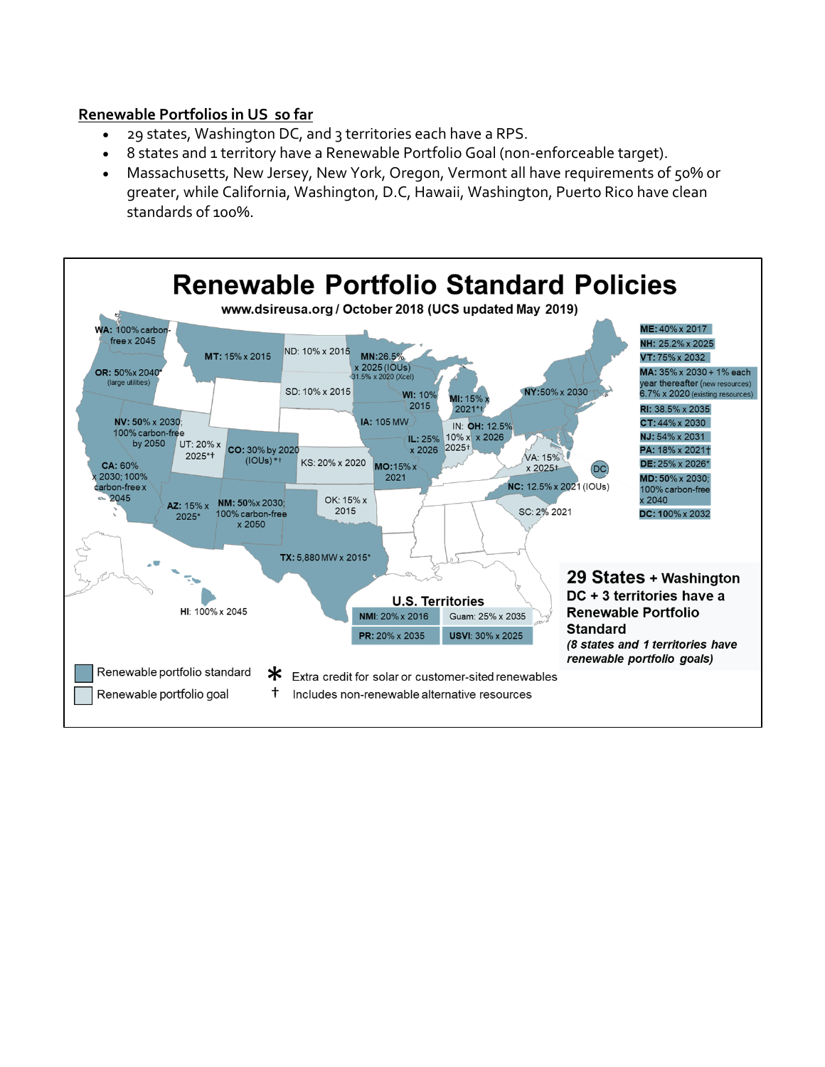**Renewable Portfolios in US so far**

- 29 states, Washington DC, and 3 territories each have a RPS.
- 8 states and 1 territory have a Renewable Portfolio Goal (non-enforceable target).
- Massachusetts, New Jersey, New York, Oregon, Vermont all have requirements of 50% or greater, while California, Washington, D.C, Hawaii, Washington, Puerto Rico have clean standards of 100%.

**Renewable Portfolio Standard Policies**

www.dsireusa.org / October 2018 (UCS updated May 2019)

WA: 100% carbon-free x 2045

OR: 50% x 2040* (large utilities)

MT: 15% x 2015

ND: 10% x 2015

MN: 26.5% x 2025 (IOUs) 31.5% x 2020 (Xcel)

SD: 10% x 2015

WI: 10% 2015

MI: 15% x 2021*†

NY: 50% x 2030

NV: 50% x 2030; 100% carbon-free by 2050

UT: 20% x 2025*†

CO: 30% by 2020 (IOUs) *†

IA: 105 MW

IL: 25% x 2026

IN: 10% x 2025†

OH: 12.5% x 2026

CA: 60% x 2030; 100% carbon-free x 2045

KS: 20% x 2020

MO: 15% x 2021

VA: 15% x 2025†

DC

NC: 12.5% x 2021 (IOUs)

AZ: 15% x 2025*

NM: 50% x 2030; 100% carbon-free x 2050

OK: 15% x 2015

SC: 2% 2021

TX: 5,880 MW x 2015*

HI: 100% x 2045

ME: 40% x 2017

NH: 25.2% x 2025

VT: 75% x 2032

MA: 35% x 2030 + 1% each year thereafter (new resources) 6.7% x 2020 (existing resources)

RI: 38.5% x 2035

CT: 44% x 2030

NJ: 54% x 2031

PA: 18% x 2021†

DE: 25% x 2026*

MD: 50% x 2030; 100% carbon-free x 2040

DC: 100% x 2032

U.S. Territories

NMI: 20% x 2016

Guam: 25% x 2035

PR: 20% x 2035

USVI: 30% x 2025

**29 States + Washington DC + 3 territories have a Renewable Portfolio Standard**

***(8 states and 1 territories have renewable portfolio goals)***

Renewable portfolio standard

Renewable portfolio goal

\* Extra credit for solar or customer-sited renewables

† Includes non-renewable alternative resources